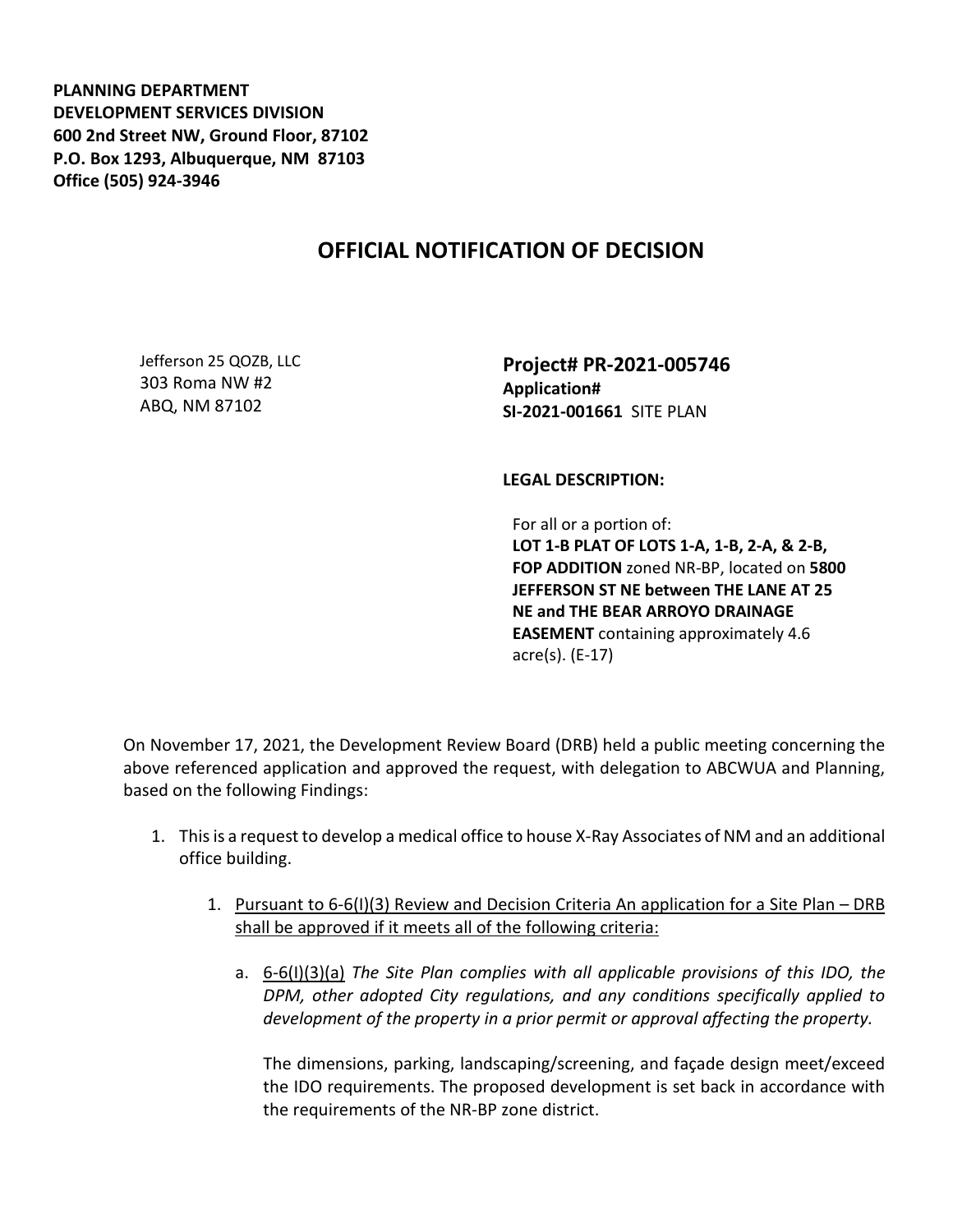**PLANNING DEPARTMENT**
**DEVELOPMENT SERVICES DIVISION**
**600 2nd Street NW, Ground Floor, 87102**
**P.O. Box 1293, Albuquerque, NM 87103**
**Office (505) 924-3946**

# OFFICIAL NOTIFICATION OF DECISION

Jefferson 25 QOZB, LLC
303 Roma NW #2
ABQ, NM 87102

**Project# PR-2021-005746**
**Application#**
**SI-2021-001661** SITE PLAN

**LEGAL DESCRIPTION:**

For all or a portion of:
**LOT 1-B PLAT OF LOTS 1-A, 1-B, 2-A, & 2-B, FOP ADDITION** zoned NR-BP, located on **5800 JEFFERSON ST NE between THE LANE AT 25 NE and THE BEAR ARROYO DRAINAGE EASEMENT** containing approximately 4.6 acre(s). (E-17)

On November 17, 2021, the Development Review Board (DRB) held a public meeting concerning the above referenced application and approved the request, with delegation to ABCWUA and Planning, based on the following Findings:

1. This is a request to develop a medical office to house X-Ray Associates of NM and an additional office building.

    1. <u>Pursuant to 6-6(I)(3) Review and Decision Criteria An application for a Site Plan – DRB shall be approved if it meets all of the following criteria:</u>

        a. <u>6-6(I)(3)(a)</u> *The Site Plan complies with all applicable provisions of this IDO, the DPM, other adopted City regulations, and any conditions specifically applied to development of the property in a prior permit or approval affecting the property.*

        The dimensions, parking, landscaping/screening, and façade design meet/exceed the IDO requirements. The proposed development is set back in accordance with the requirements of the NR-BP zone district.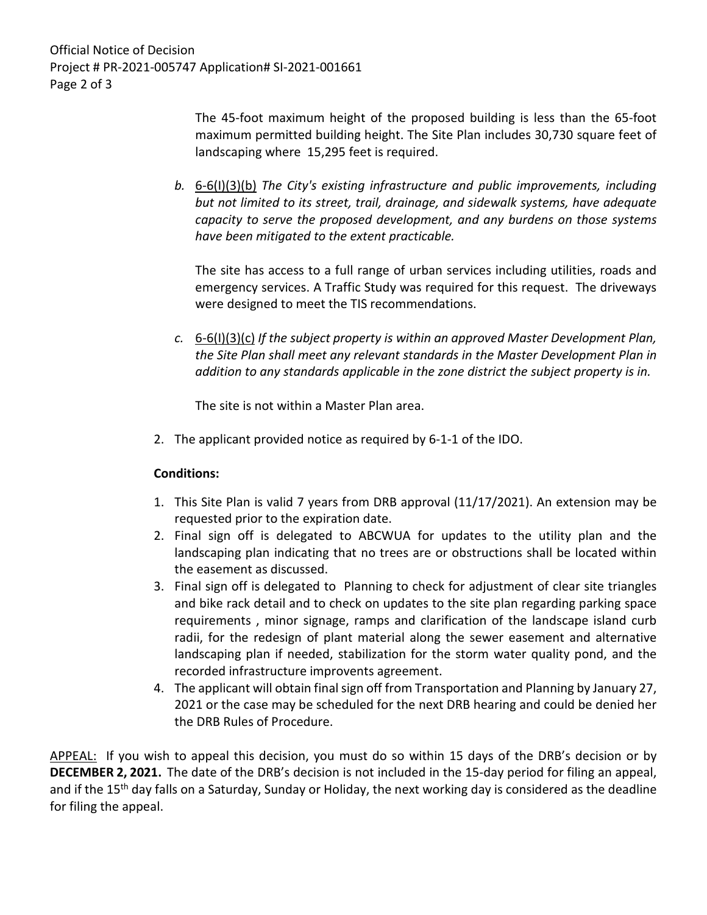The 45-foot maximum height of the proposed building is less than the 65-foot maximum permitted building height. The Site Plan includes 30,730 square feet of landscaping where 15,295 feet is required.

*b.* 6-6(I)(3)(b) *The City's existing infrastructure and public improvements, including but not limited to its street, trail, drainage, and sidewalk systems, have adequate capacity to serve the proposed development, and any burdens on those systems have been mitigated to the extent practicable.*

The site has access to a full range of urban services including utilities, roads and emergency services. A Traffic Study was required for this request. The driveways were designed to meet the TIS recommendations.

*c.* 6-6(I)(3)(c) *If the subject property is within an approved Master Development Plan, the Site Plan shall meet any relevant standards in the Master Development Plan in addition to any standards applicable in the zone district the subject property is in.*

The site is not within a Master Plan area.

2. The applicant provided notice as required by 6-1-1 of the IDO.

**Conditions:**

1. This Site Plan is valid 7 years from DRB approval (11/17/2021). An extension may be requested prior to the expiration date.
2. Final sign off is delegated to ABCWUA for updates to the utility plan and the landscaping plan indicating that no trees are or obstructions shall be located within the easement as discussed.
3. Final sign off is delegated to Planning to check for adjustment of clear site triangles and bike rack detail and to check on updates to the site plan regarding parking space requirements , minor signage, ramps and clarification of the landscape island curb radii, for the redesign of plant material along the sewer easement and alternative landscaping plan if needed, stabilization for the storm water quality pond, and the recorded infrastructure improvents agreement.
4. The applicant will obtain final sign off from Transportation and Planning by January 27, 2021 or the case may be scheduled for the next DRB hearing and could be denied her the DRB Rules of Procedure.

APPEAL: If you wish to appeal this decision, you must do so within 15 days of the DRB's decision or by **DECEMBER 2, 2021.** The date of the DRB's decision is not included in the 15-day period for filing an appeal, and if the 15th day falls on a Saturday, Sunday or Holiday, the next working day is considered as the deadline for filing the appeal.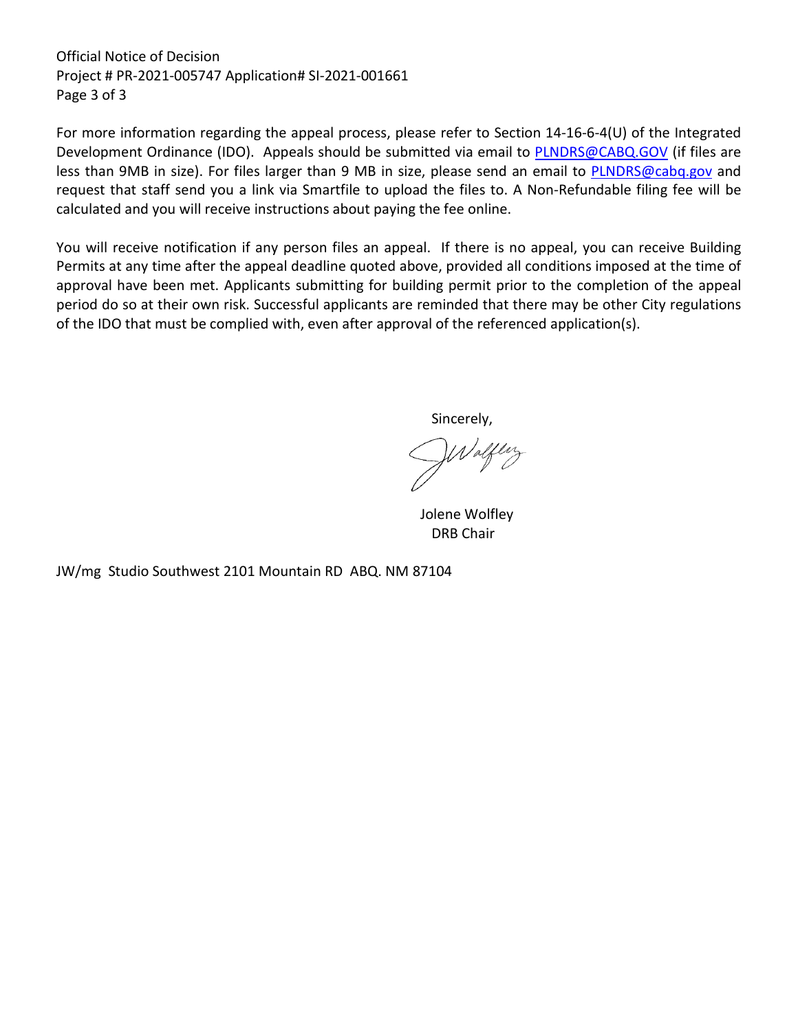For more information regarding the appeal process, please refer to Section 14-16-6-4(U) of the Integrated Development Ordinance (IDO). Appeals should be submitted via email to PLNDRS@CABQ.GOV (if files are less than 9MB in size). For files larger than 9 MB in size, please send an email to PLNDRS@cabq.gov and request that staff send you a link via Smartfile to upload the files to. A Non-Refundable filing fee will be calculated and you will receive instructions about paying the fee online.

You will receive notification if any person files an appeal. If there is no appeal, you can receive Building Permits at any time after the appeal deadline quoted above, provided all conditions imposed at the time of approval have been met. Applicants submitting for building permit prior to the completion of the appeal period do so at their own risk. Successful applicants are reminded that there may be other City regulations of the IDO that must be complied with, even after approval of the referenced application(s).

Sincerely,

JWolfley

Jolene Wolfley
DRB Chair

JW/mg Studio Southwest 2101 Mountain RD ABQ. NM 87104